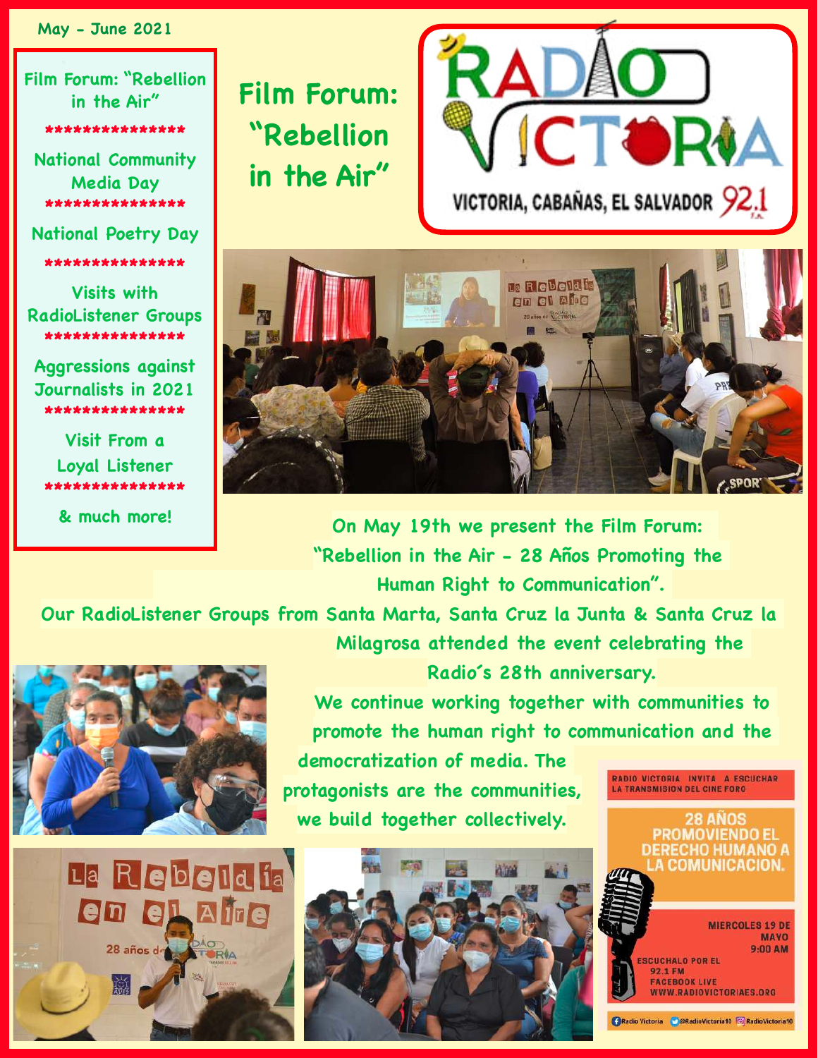May - June 2021

Film Forum: "Rebellion in the Air"

****************

National Community Media Day

****************

National Poetry Day

****************

Visits with RadioListener Groups

****************

Aggressions against Journalists in 2021

****************

Visit From a Loyal Listener

****************

& much more!

# Film Forum: "Rebellion in the Air"

RADIO VICTORIA

VICTORIA, CABAÑAS, EL SALVADOR 92.1 F.M.

On May 19th we present the Film Forum: "Rebellion in the Air - 28 Años Promoting the Human Right to Communication".

Our RadioListener Groups from Santa Marta, Santa Cruz la Junta & Santa Cruz la Milagrosa attended the event celebrating the Radio´s 28th anniversary.

We continue working together with communities to promote the human right to communication and the democratization of media. The protagonists are the communities, we build together collectively.

RADIO VICTORIA INVITA A ESCUCHAR LA TRANSMISION DEL CINE FORO

28 AÑOS PROMOVIENDO EL DERECHO HUMANO A LA COMUNICACION.

MIERCOLES 19 DE MAYO 9:00 AM

ESCUCHALO POR EL 92.1 FM FACEBOOK LIVE WWW.RADIOVICTORIAES.ORG

Radio Victoria @RadioVictoria10 RadioVictoria10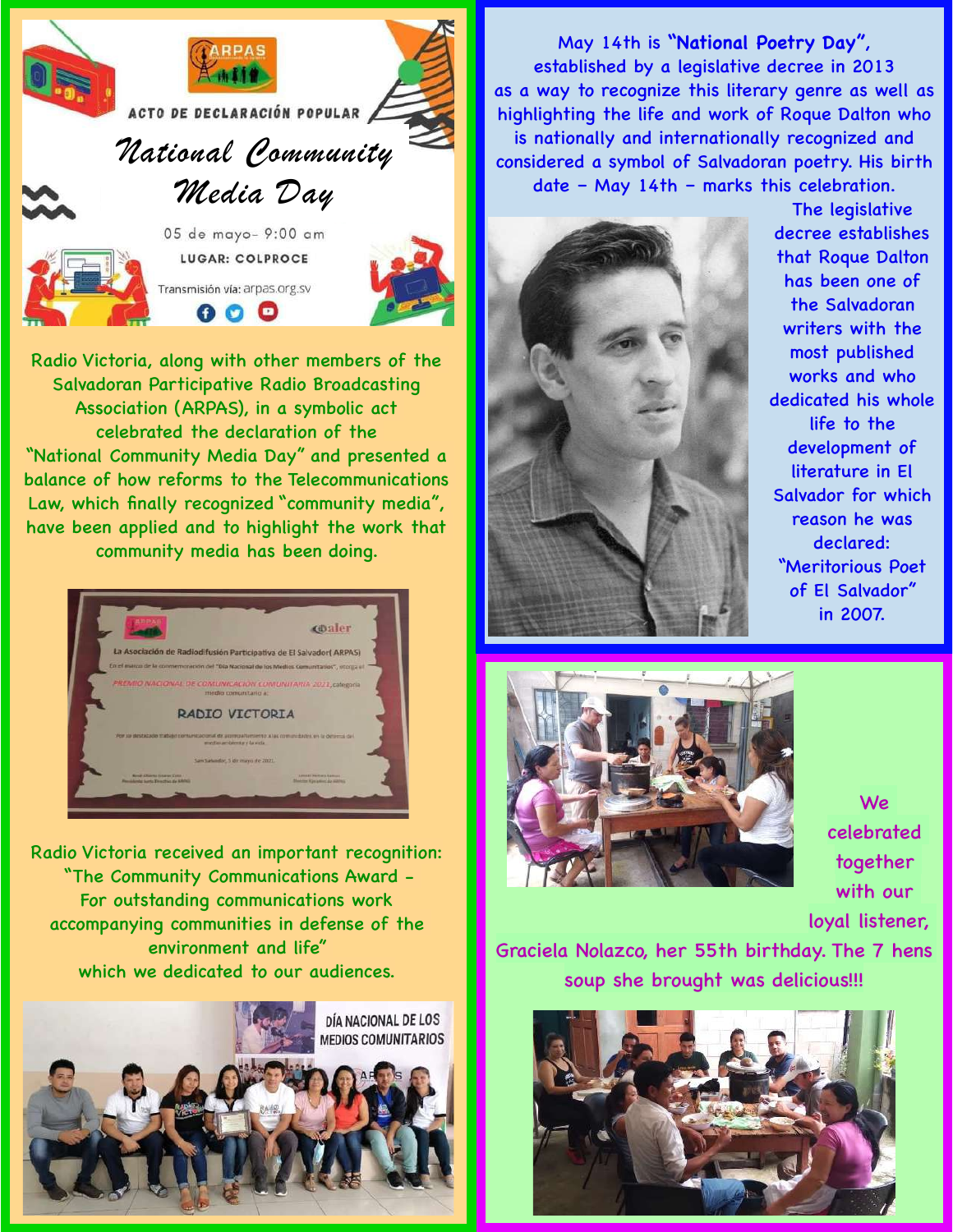ACTO DE DECLARACIÓN POPULAR

National Community Media Day

05 de mayo- 9:00 am

LUGAR: COLPROCE

Transmisión vía: arpas.org.sv

Radio Victoria, along with other members of the Salvadoran Participative Radio Broadcasting Association (ARPAS), in a symbolic act celebrated the declaration of the "National Community Media Day" and presented a balance of how reforms to the Telecommunications Law, which finally recognized "community media", have been applied and to highlight the work that community media has been doing.

Radio Victoria received an important recognition: "The Community Communications Award - For outstanding communications work accompanying communities in defense of the environment and life" which we dedicated to our audiences.

May 14th is **"National Poetry Day"**, established by a legislative decree in 2013 as a way to recognize this literary genre as well as highlighting the life and work of Roque Dalton who is nationally and internationally recognized and considered a symbol of Salvadoran poetry. His birth date – May 14th – marks this celebration. The legislative decree establishes that Roque Dalton has been one of the Salvadoran writers with the most published works and who dedicated his whole life to the development of literature in El Salvador for which reason he was declared: "Meritorious Poet of El Salvador" in 2007.

We celebrated together with our loyal listener, Graciela Nolazco, her 55th birthday. The 7 hens soup she brought was delicious!!!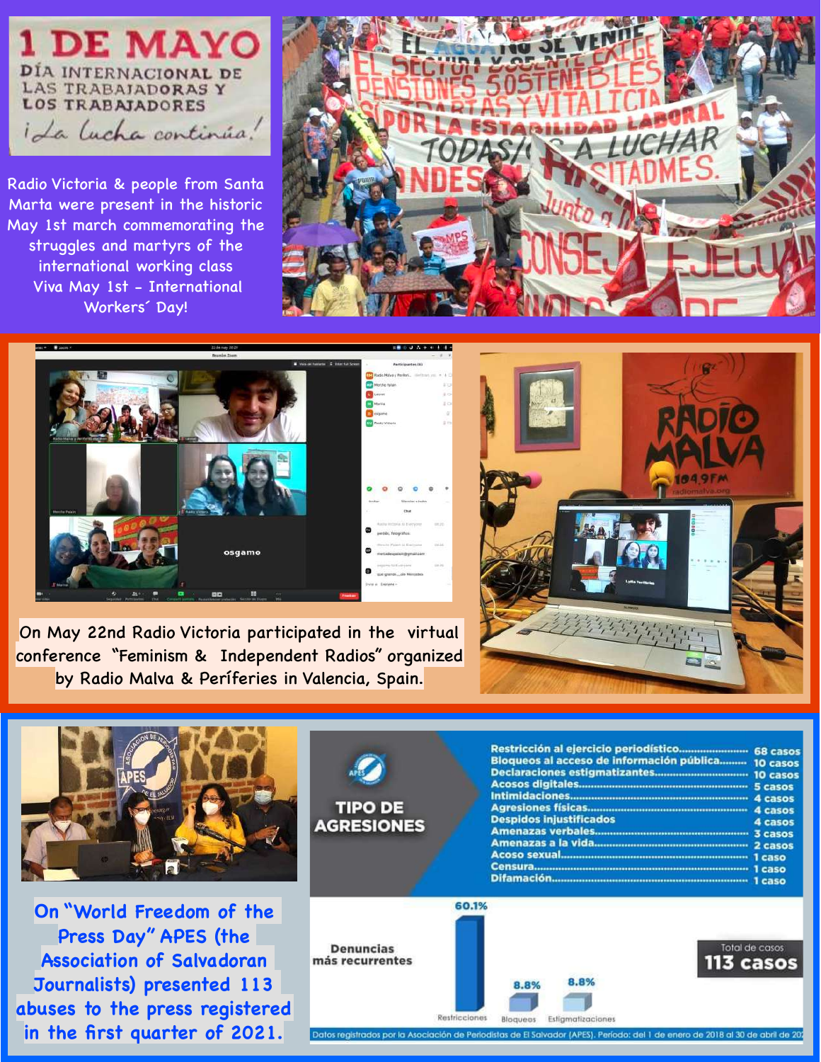1 DE MAYO

DÍA INTERNACIONAL DE LAS TRABAJADORAS Y LOS TRABAJADORES

¡La lucha continúa!

Radio Victoria & people from Santa Marta were present in the historic May 1st march commemorating the struggles and martyrs of the international working class

Viva May 1st - International Workers´ Day!

On May 22nd Radio Victoria participated in the virtual conference "Feminism & Independent Radios" organized by Radio Malva & Períferies in Valencia, Spain.

On "World Freedom of the Press Day" APES (the Association of Salvadoran Journalists) presented 113 abuses to the press registered in the first quarter of 2021.

**TIPO DE AGRESIONES**

| Tipo | Casos |
|---|---|
| Restricción al ejercicio periodístico | 68 casos |
| Bloqueos al acceso de información pública | 10 casos |
| Declaraciones estigmatizantes | 10 casos |
| Acosos digitales | 5 casos |
| Intimidaciones | 4 casos |
| Agresiones físicas | 4 casos |
| Despidos injustificados | 4 casos |
| Amenazas verbales | 3 casos |
| Amenazas a la vida | 2 casos |
| Acoso sexual | 1 caso |
| Censura | 1 caso |
| Difamación | 1 caso |

**Denuncias más recurrentes**

| Restricciones | Bloqueos | Estigmatizaciones |
|---|---|---|
| 60.1% | 8.8% | 8.8% |

Total de casos: **113 casos**

Datos registrados por la Asociación de Periodistas de El Salvador (APES). Período: del 1 de enero de 2018 al 30 de abril de 20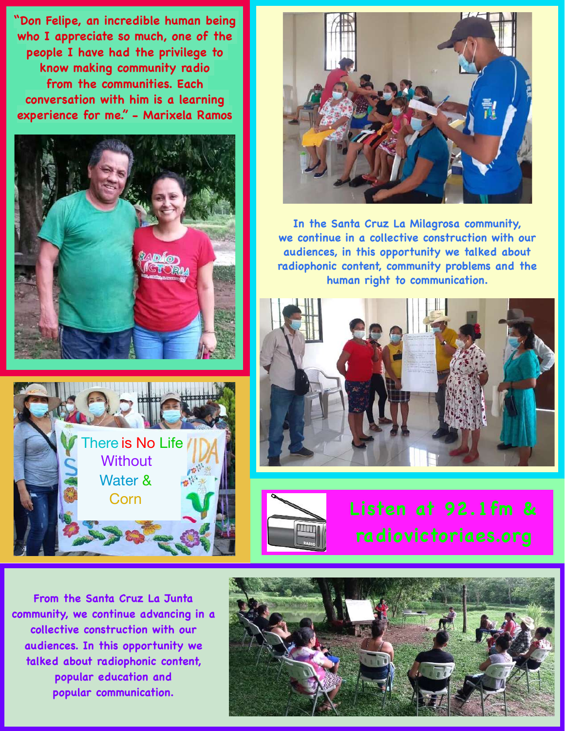"Don Felipe, an incredible human being who I appreciate so much, one of the people I have had the privilege to know making community radio from the communities. Each conversation with him is a learning experience for me." - Marixela Ramos

There is No Life Without Water & Corn

In the Santa Cruz La Milagrosa community, we continue in a collective construction with our audiences, in this opportunity we talked about radiophonic content, community problems and the human right to communication.

Listen at 92.1fm & radiovictoriaes.org

From the Santa Cruz La Junta community, we continue advancing in a collective construction with our audiences. In this opportunity we talked about radiophonic content, popular education and popular communication.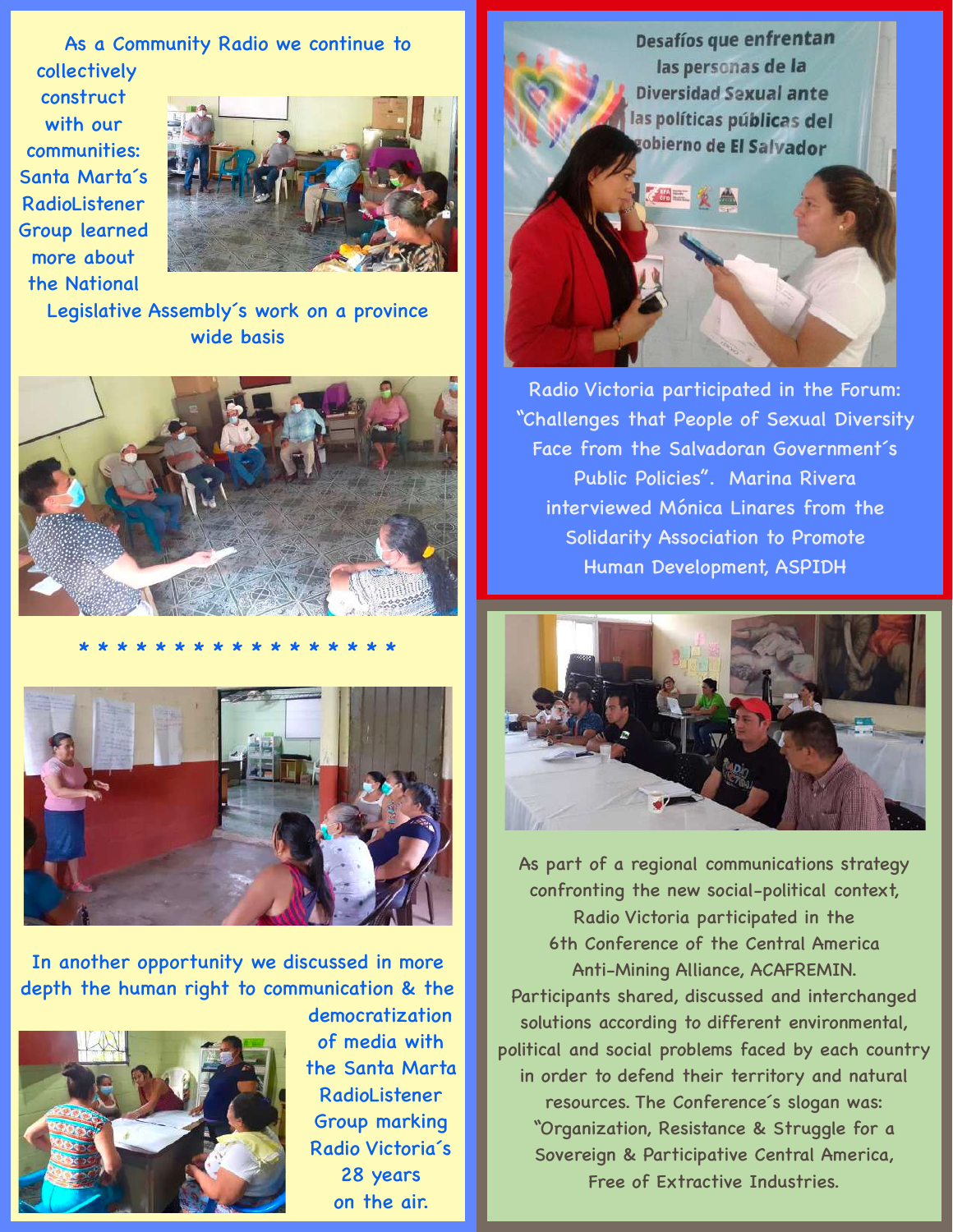As a Community Radio we continue to collectively construct with our communities: Santa Marta´s RadioListener Group learned more about the National Legislative Assembly´s work on a province wide basis

\* \* \* \* \* \* \* \* \* \* \* \* \* \* \* \* \*

In another opportunity we discussed in more depth the human right to communication & the democratization of media with the Santa Marta RadioListener Group marking Radio Victoria´s 28 years on the air.

Radio Victoria participated in the Forum: "Challenges that People of Sexual Diversity Face from the Salvadoran Government´s Public Policies". Marina Rivera interviewed Mónica Linares from the Solidarity Association to Promote Human Development, ASPIDH

As part of a regional communications strategy confronting the new social-political context, Radio Victoria participated in the 6th Conference of the Central America Anti-Mining Alliance, ACAFREMIN. Participants shared, discussed and interchanged solutions according to different environmental, political and social problems faced by each country in order to defend their territory and natural resources. The Conference´s slogan was: "Organization, Resistance & Struggle for a Sovereign & Participative Central America, Free of Extractive Industries.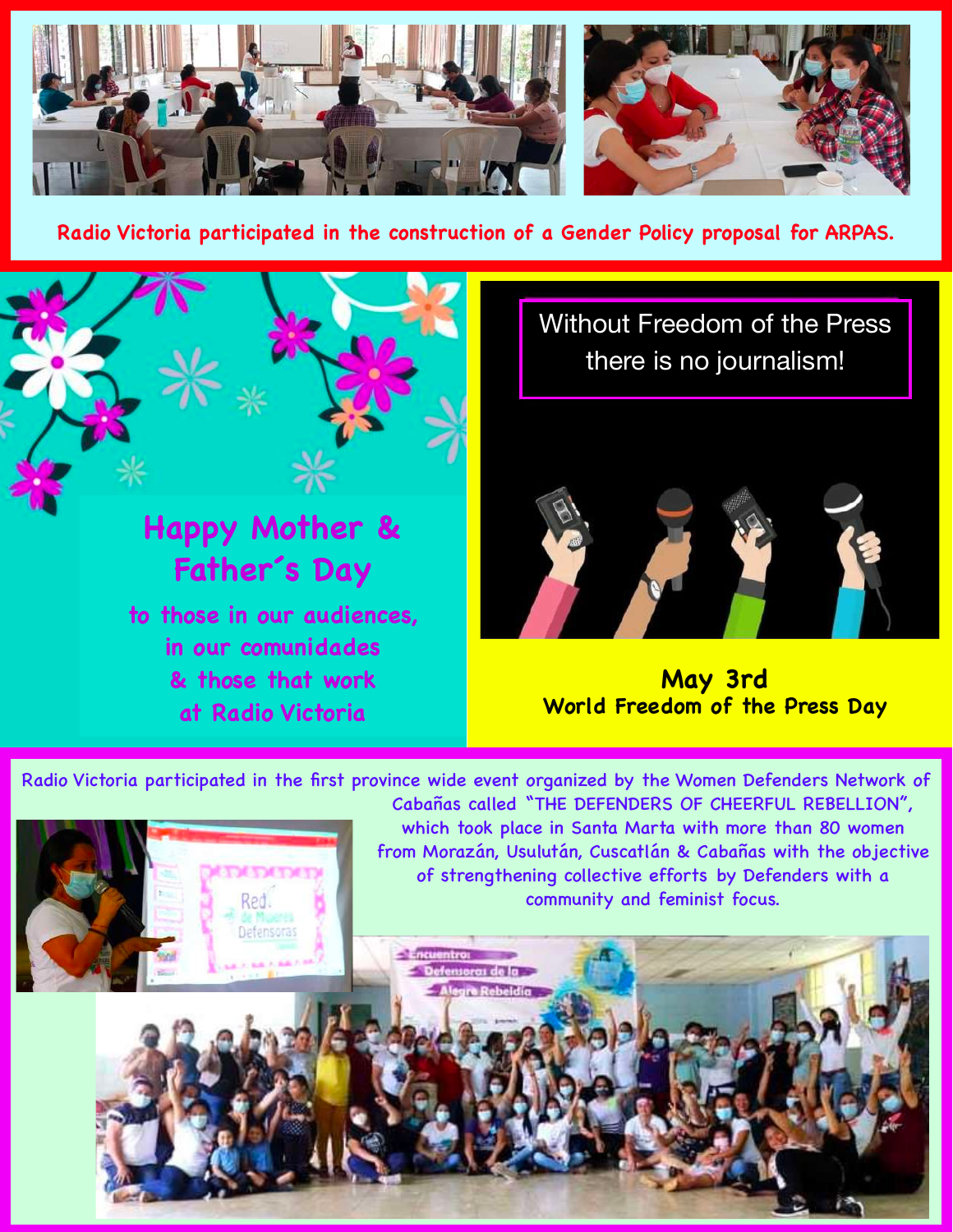Radio Victoria participated in the construction of a Gender Policy proposal for ARPAS.

**Happy Mother & Father´s Day**

**to those in our audiences, in our comunidades & those that work at Radio Victoria**

Without Freedom of the Press there is no journalism!

**May 3rd**
**World Freedom of the Press Day**

Radio Victoria participated in the first province wide event organized by the Women Defenders Network of Cabañas called "THE DEFENDERS OF CHEERFUL REBELLION", which took place in Santa Marta with more than 80 women from Morazán, Usulután, Cuscatlán & Cabañas with the objective of strengthening collective efforts by Defenders with a community and feminist focus.